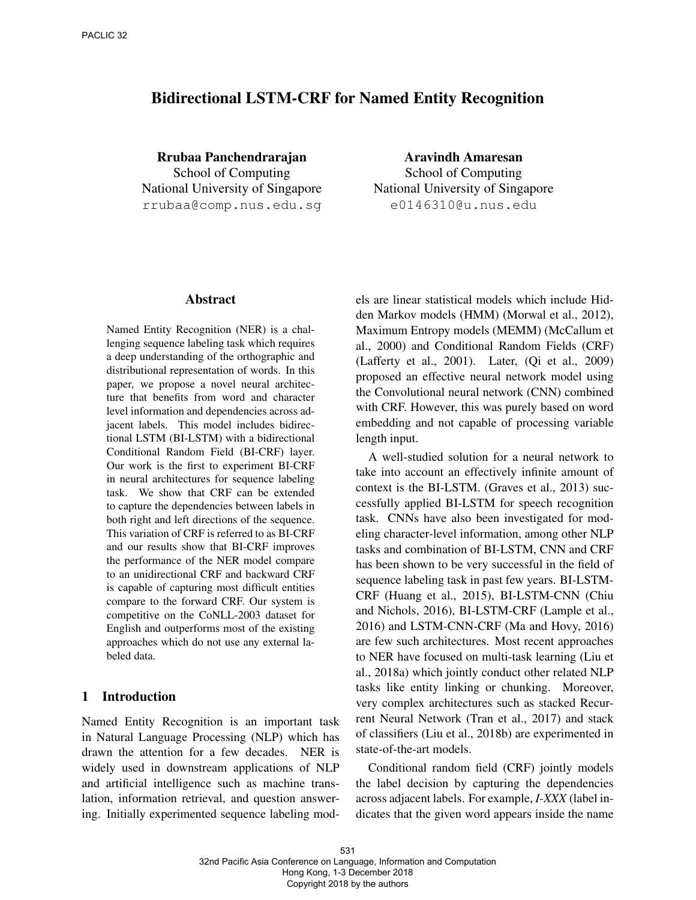# Bidirectional LSTM-CRF for Named Entity Recognition

**Rrubaa Panchendrarajan**
School of Computing
National University of Singapore
rrubaa@comp.nus.edu.sg

**Aravindh Amaresan**
School of Computing
National University of Singapore
e0146310@u.nus.edu

## Abstract

Named Entity Recognition (NER) is a challenging sequence labeling task which requires a deep understanding of the orthographic and distributional representation of words. In this paper, we propose a novel neural architecture that benefits from word and character level information and dependencies across adjacent labels. This model includes bidirectional LSTM (BI-LSTM) with a bidirectional Conditional Random Field (BI-CRF) layer. Our work is the first to experiment BI-CRF in neural architectures for sequence labeling task. We show that CRF can be extended to capture the dependencies between labels in both right and left directions of the sequence. This variation of CRF is referred to as BI-CRF and our results show that BI-CRF improves the performance of the NER model compare to an unidirectional CRF and backward CRF is capable of capturing most difficult entities compare to the forward CRF. Our system is competitive on the CoNLL-2003 dataset for English and outperforms most of the existing approaches which do not use any external labeled data.

## 1 Introduction

Named Entity Recognition is an important task in Natural Language Processing (NLP) which has drawn the attention for a few decades. NER is widely used in downstream applications of NLP and artificial intelligence such as machine translation, information retrieval, and question answering. Initially experimented sequence labeling models are linear statistical models which include Hidden Markov models (HMM) (Morwal et al., 2012), Maximum Entropy models (MEMM) (McCallum et al., 2000) and Conditional Random Fields (CRF) (Lafferty et al., 2001). Later, (Qi et al., 2009) proposed an effective neural network model using the Convolutional neural network (CNN) combined with CRF. However, this was purely based on word embedding and not capable of processing variable length input.

A well-studied solution for a neural network to take into account an effectively infinite amount of context is the BI-LSTM. (Graves et al., 2013) successfully applied BI-LSTM for speech recognition task. CNNs have also been investigated for modeling character-level information, among other NLP tasks and combination of BI-LSTM, CNN and CRF has been shown to be very successful in the field of sequence labeling task in past few years. BI-LSTM-CRF (Huang et al., 2015), BI-LSTM-CNN (Chiu and Nichols, 2016), BI-LSTM-CRF (Lample et al., 2016) and LSTM-CNN-CRF (Ma and Hovy, 2016) are few such architectures. Most recent approaches to NER have focused on multi-task learning (Liu et al., 2018a) which jointly conduct other related NLP tasks like entity linking or chunking. Moreover, very complex architectures such as stacked Recurrent Neural Network (Tran et al., 2017) and stack of classifiers (Liu et al., 2018b) are experimented in state-of-the-art models.

Conditional random field (CRF) jointly models the label decision by capturing the dependencies across adjacent labels. For example, *I-XXX* (label indicates that the given word appears inside the name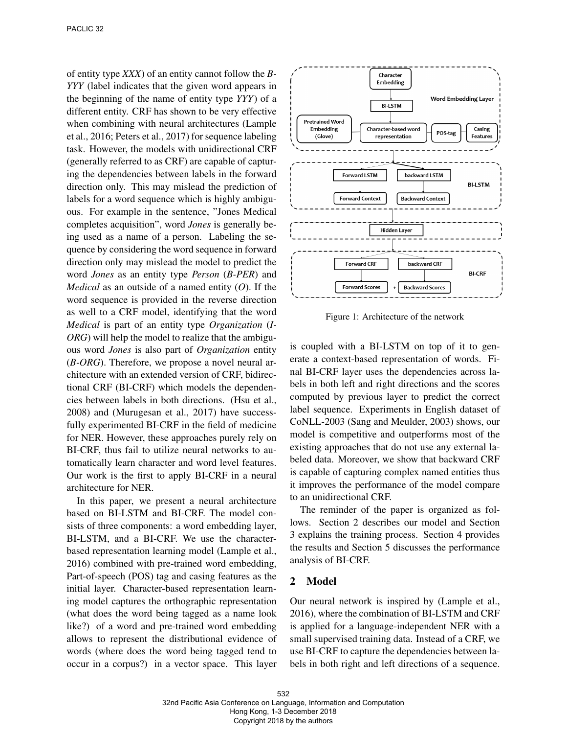of entity type *XXX*) of an entity cannot follow the *B-YYY* (label indicates that the given word appears in the beginning of the name of entity type *YYY*) of a different entity. CRF has shown to be very effective when combining with neural architectures (Lample et al., 2016; Peters et al., 2017) for sequence labeling task. However, the models with unidirectional CRF (generally referred to as CRF) are capable of capturing the dependencies between labels in the forward direction only. This may mislead the prediction of labels for a word sequence which is highly ambiguous. For example in the sentence, "Jones Medical completes acquisition", word *Jones* is generally being used as a name of a person. Labeling the sequence by considering the word sequence in forward direction only may mislead the model to predict the word *Jones* as an entity type *Person* (*B-PER*) and *Medical* as an outside of a named entity (*O*). If the word sequence is provided in the reverse direction as well to a CRF model, identifying that the word *Medical* is part of an entity type *Organization* (*I-ORG*) will help the model to realize that the ambiguous word *Jones* is also part of *Organization* entity (*B-ORG*). Therefore, we propose a novel neural architecture with an extended version of CRF, bidirectional CRF (BI-CRF) which models the dependencies between labels in both directions. (Hsu et al., 2008) and (Murugesan et al., 2017) have successfully experimented BI-CRF in the field of medicine for NER. However, these approaches purely rely on BI-CRF, thus fail to utilize neural networks to automatically learn character and word level features. Our work is the first to apply BI-CRF in a neural architecture for NER.

In this paper, we present a neural architecture based on BI-LSTM and BI-CRF. The model consists of three components: a word embedding layer, BI-LSTM, and a BI-CRF. We use the character-based representation learning model (Lample et al., 2016) combined with pre-trained word embedding, Part-of-speech (POS) tag and casing features as the initial layer. Character-based representation learning model captures the orthographic representation (what does the word being tagged as a name look like?) of a word and pre-trained word embedding allows to represent the distributional evidence of words (where does the word being tagged tend to occur in a corpus?) in a vector space. This layer is coupled with a BI-LSTM on top of it to generate a context-based representation of words. Final BI-CRF layer uses the dependencies across labels in both left and right directions and the scores computed by previous layer to predict the correct label sequence. Experiments in English dataset of CoNLL-2003 (Sang and Meulder, 2003) shows, our model is competitive and outperforms most of the existing approaches that do not use any external labeled data. Moreover, we show that backward CRF is capable of capturing complex named entities thus it improves the performance of the model compare to an unidirectional CRF.

Figure 1: Architecture of the network

The reminder of the paper is organized as follows. Section 2 describes our model and Section 3 explains the training process. Section 4 provides the results and Section 5 discusses the performance analysis of BI-CRF.

## 2 Model

Our neural network is inspired by (Lample et al., 2016), where the combination of BI-LSTM and CRF is applied for a language-independent NER with a small supervised training data. Instead of a CRF, we use BI-CRF to capture the dependencies between labels in both right and left directions of a sequence.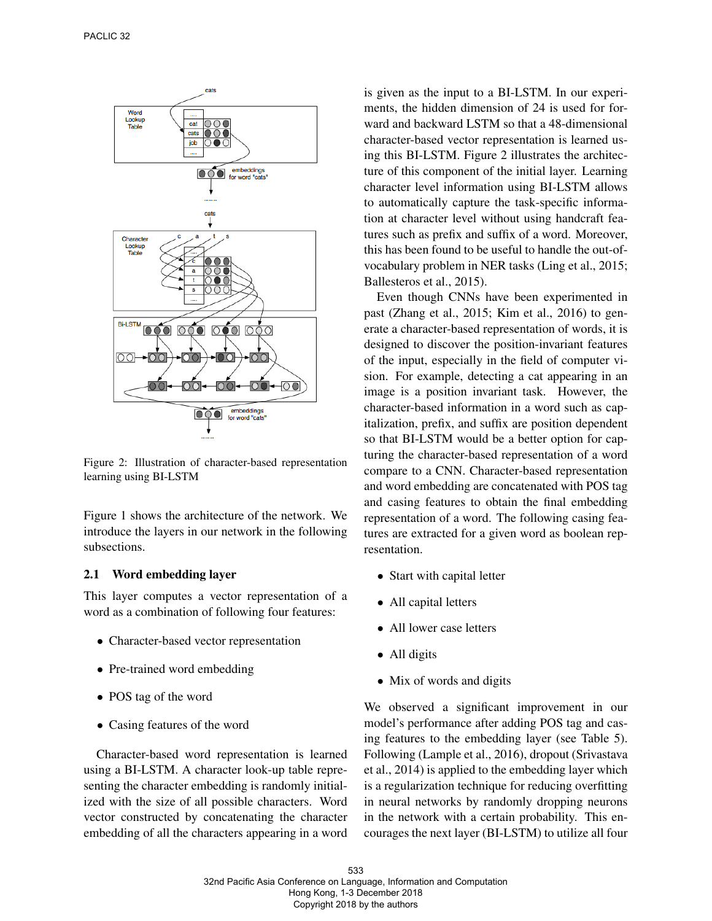Figure 2: Illustration of character-based representation learning using BI-LSTM

Figure 1 shows the architecture of the network. We introduce the layers in our network in the following subsections.

### 2.1 Word embedding layer

This layer computes a vector representation of a word as a combination of following four features:

- Character-based vector representation
- Pre-trained word embedding
- POS tag of the word
- Casing features of the word

Character-based word representation is learned using a BI-LSTM. A character look-up table representing the character embedding is randomly initialized with the size of all possible characters. Word vector constructed by concatenating the character embedding of all the characters appearing in a word is given as the input to a BI-LSTM. In our experiments, the hidden dimension of 24 is used for forward and backward LSTM so that a 48-dimensional character-based vector representation is learned using this BI-LSTM. Figure 2 illustrates the architecture of this component of the initial layer. Learning character level information using BI-LSTM allows to automatically capture the task-specific information at character level without using handcraft features such as prefix and suffix of a word. Moreover, this has been found to be useful to handle the out-of-vocabulary problem in NER tasks (Ling et al., 2015; Ballesteros et al., 2015).

Even though CNNs have been experimented in past (Zhang et al., 2015; Kim et al., 2016) to generate a character-based representation of words, it is designed to discover the position-invariant features of the input, especially in the field of computer vision. For example, detecting a cat appearing in an image is a position invariant task. However, the character-based information in a word such as capitalization, prefix, and suffix are position dependent so that BI-LSTM would be a better option for capturing the character-based representation of a word compare to a CNN. Character-based representation and word embedding are concatenated with POS tag and casing features to obtain the final embedding representation of a word. The following casing features are extracted for a given word as boolean representation.

- Start with capital letter
- All capital letters
- All lower case letters
- All digits
- Mix of words and digits

We observed a significant improvement in our model's performance after adding POS tag and casing features to the embedding layer (see Table 5). Following (Lample et al., 2016), dropout (Srivastava et al., 2014) is applied to the embedding layer which is a regularization technique for reducing overfitting in neural networks by randomly dropping neurons in the network with a certain probability. This encourages the next layer (BI-LSTM) to utilize all four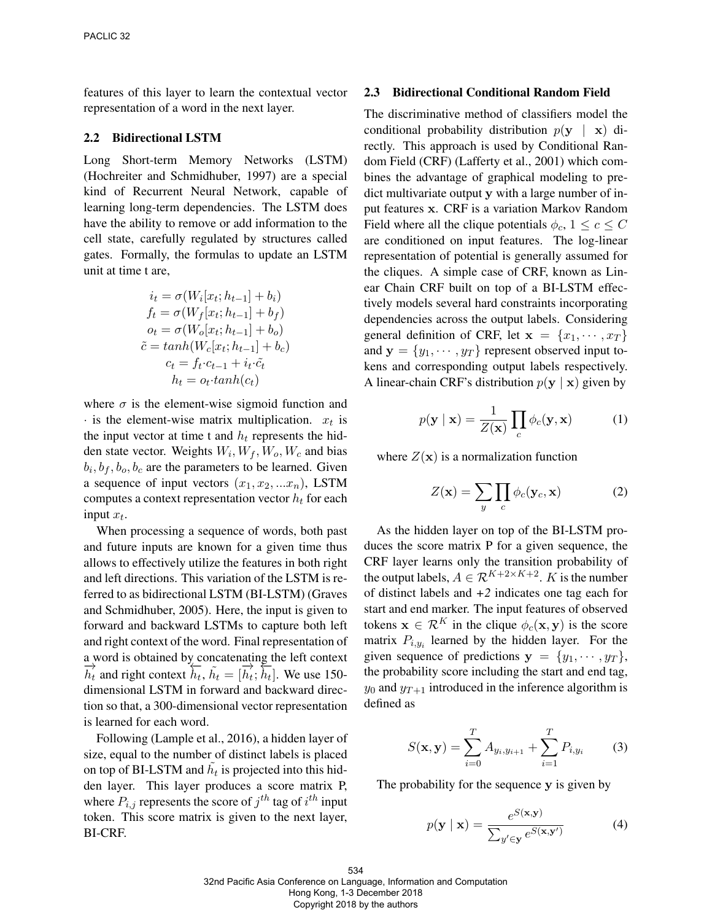features of this layer to learn the contextual vector representation of a word in the next layer.

### 2.2 Bidirectional LSTM

Long Short-term Memory Networks (LSTM) (Hochreiter and Schmidhuber, 1997) are a special kind of Recurrent Neural Network, capable of learning long-term dependencies. The LSTM does have the ability to remove or add information to the cell state, carefully regulated by structures called gates. Formally, the formulas to update an LSTM unit at time t are,

$$
\begin{aligned}
i_t &= \sigma(W_i[x_t; h_{t-1}] + b_i) \\
f_t &= \sigma(W_f[x_t; h_{t-1}] + b_f) \\
o_t &= \sigma(W_o[x_t; h_{t-1}] + b_o) \\
\tilde{c} &= tanh(W_c[x_t; h_{t-1}] + b_c) \\
c_t &= f_t \cdot c_{t-1} + i_t \cdot \tilde{c_t} \\
h_t &= o_t \cdot tanh(c_t)
\end{aligned}
$$

where $\sigma$ is the element-wise sigmoid function and $\cdot$ is the element-wise matrix multiplication. $x_t$ is the input vector at time t and $h_t$ represents the hidden state vector. Weights $W_i, W_f, W_o, W_c$ and bias $b_i, b_f, b_o, b_c$ are the parameters to be learned. Given a sequence of input vectors $(x_1, x_2, ...x_n)$, LSTM computes a context representation vector $h_t$ for each input $x_t$.

When processing a sequence of words, both past and future inputs are known for a given time thus allows to effectively utilize the features in both right and left directions. This variation of the LSTM is referred to as bidirectional LSTM (BI-LSTM) (Graves and Schmidhuber, 2005). Here, the input is given to forward and backward LSTMs to capture both left and right context of the word. Final representation of a word is obtained by concatenating the left context $\overrightarrow{h_t}$ and right context $\overleftarrow{h_t}$, $\tilde{h_t} = [\overrightarrow{h_t}; \overleftarrow{h_t}]$. We use 150-dimensional LSTM in forward and backward direction so that, a 300-dimensional vector representation is learned for each word.

Following (Lample et al., 2016), a hidden layer of size, equal to the number of distinct labels is placed on top of BI-LSTM and $\tilde{h_t}$ is projected into this hidden layer. This layer produces a score matrix P, where $P_{i,j}$ represents the score of $j^{th}$ tag of $i^{th}$ input token. This score matrix is given to the next layer, BI-CRF.

### 2.3 Bidirectional Conditional Random Field

The discriminative method of classifiers model the conditional probability distribution $p(\mathbf{y} \mid \mathbf{x})$ directly. This approach is used by Conditional Random Field (CRF) (Lafferty et al., 2001) which combines the advantage of graphical modeling to predict multivariate output $\mathbf{y}$ with a large number of input features $\mathbf{x}$. CRF is a variation Markov Random Field where all the clique potentials $\phi_c, 1 \leq c \leq C$ are conditioned on input features. The log-linear representation of potential is generally assumed for the cliques. A simple case of CRF, known as Linear Chain CRF built on top of a BI-LSTM effectively models several hard constraints incorporating dependencies across the output labels. Considering general definition of CRF, let $\mathbf{x} = \{x_1, \cdots, x_T\}$ and $\mathbf{y} = \{y_1, \cdots, y_T\}$ represent observed input tokens and corresponding output labels respectively. A linear-chain CRF's distribution $p(\mathbf{y} \mid \mathbf{x})$ given by

$$
p(\mathbf{y} \mid \mathbf{x}) = \frac{1}{Z(\mathbf{x})} \prod_c \phi_c(\mathbf{y}, \mathbf{x}) \tag{1}
$$

where $Z(\mathbf{x})$ is a normalization function

$$
Z(\mathbf{x}) = \sum_y \prod_c \phi_c(\mathbf{y}_c, \mathbf{x}) \tag{2}
$$

As the hidden layer on top of the BI-LSTM produces the score matrix P for a given sequence, the CRF layer learns only the transition probability of the output labels, $A \in \mathcal{R}^{K+2 \times K+2}$. $K$ is the number of distinct labels and *+2* indicates one tag each for start and end marker. The input features of observed tokens $\mathbf{x} \in \mathcal{R}^K$ in the clique $\phi_c(\mathbf{x}, \mathbf{y})$ is the score matrix $P_{i,y_i}$ learned by the hidden layer. For the given sequence of predictions $\mathbf{y} = \{y_1, \cdots, y_T\}$, the probability score including the start and end tag, $y_0$ and $y_{T+1}$ introduced in the inference algorithm is defined as

$$
S(\mathbf{x}, \mathbf{y}) = \sum_{i=0}^{T} A_{y_i, y_{i+1}} + \sum_{i=1}^{T} P_{i,y_i} \tag{3}
$$

The probability for the sequence $\mathbf{y}$ is given by

$$
p(\mathbf{y} \mid \mathbf{x}) = \frac{e^{S(\mathbf{x},\mathbf{y})}}{\sum_{y' \in \mathbf{y}} e^{S(\mathbf{x},\mathbf{y'})}} \tag{4}
$$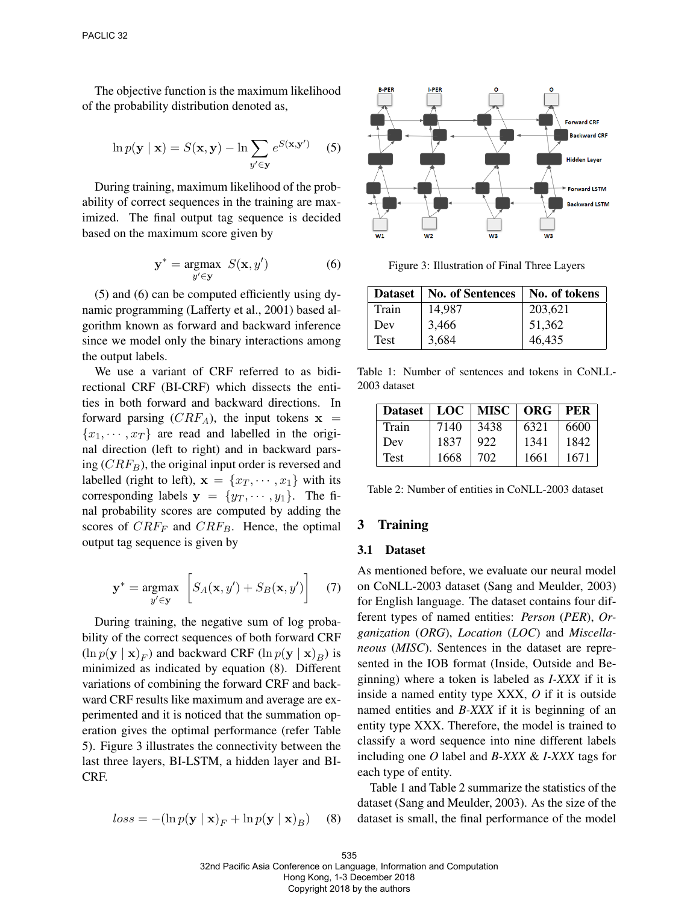The objective function is the maximum likelihood of the probability distribution denoted as,

$$\ln p(\mathbf{y} \mid \mathbf{x}) = S(\mathbf{x}, \mathbf{y}) - \ln \sum_{y' \in \mathbf{y}} e^{S(\mathbf{x}, \mathbf{y}')} \quad (5)$$

During training, maximum likelihood of the probability of correct sequences in the training are maximized. The final output tag sequence is decided based on the maximum score given by

$$\mathbf{y}^* = \underset{y' \in \mathbf{y}}{\text{argmax}} \; S(\mathbf{x}, y') \quad (6)$$

(5) and (6) can be computed efficiently using dynamic programming (Lafferty et al., 2001) based algorithm known as forward and backward inference since we model only the binary interactions among the output labels.

We use a variant of CRF referred to as bidirectional CRF (BI-CRF) which dissects the entities in both forward and backward directions. In forward parsing ($CRF_A$), the input tokens $\mathbf{x} = \{x_1, \cdots, x_T\}$ are read and labelled in the original direction (left to right) and in backward parsing ($CRF_B$), the original input order is reversed and labelled (right to left), $\mathbf{x} = \{x_T, \cdots, x_1\}$ with its corresponding labels $\mathbf{y} = \{y_T, \cdots, y_1\}$. The final probability scores are computed by adding the scores of $CRF_F$ and $CRF_B$. Hence, the optimal output tag sequence is given by

$$\mathbf{y}^* = \underset{y' \in \mathbf{y}}{\text{argmax}} \left[ S_A(\mathbf{x}, y') + S_B(\mathbf{x}, y') \right] \quad (7)$$

During training, the negative sum of log probability of the correct sequences of both forward CRF ($\ln p(\mathbf{y} \mid \mathbf{x})_F$) and backward CRF ($\ln p(\mathbf{y} \mid \mathbf{x})_B$) is minimized as indicated by equation (8). Different variations of combining the forward CRF and backward CRF results like maximum and average are experimented and it is noticed that the summation operation gives the optimal performance (refer Table 5). Figure 3 illustrates the connectivity between the last three layers, BI-LSTM, a hidden layer and BI-CRF.

$$loss = -(\ln p(\mathbf{y} \mid \mathbf{x})_F + \ln p(\mathbf{y} \mid \mathbf{x})_B) \quad (8)$$

Figure 3: Illustration of Final Three Layers

| Dataset | No. of Sentences | No. of tokens |
|---|---|---|
| Train | 14,987 | 203,621 |
| Dev | 3,466 | 51,362 |
| Test | 3,684 | 46,435 |

Table 1: Number of sentences and tokens in CoNLL-2003 dataset

| Dataset | LOC | MISC | ORG | PER |
|---|---|---|---|---|
| Train | 7140 | 3438 | 6321 | 6600 |
| Dev | 1837 | 922 | 1341 | 1842 |
| Test | 1668 | 702 | 1661 | 1671 |

Table 2: Number of entities in CoNLL-2003 dataset

## 3 Training

### 3.1 Dataset

As mentioned before, we evaluate our neural model on CoNLL-2003 dataset (Sang and Meulder, 2003) for English language. The dataset contains four different types of named entities: *Person* (*PER*), *Organization* (*ORG*), *Location* (*LOC*) and *Miscellaneous* (*MISC*). Sentences in the dataset are represented in the IOB format (Inside, Outside and Beginning) where a token is labeled as *I-XXX* if it is inside a named entity type XXX, *O* if it is outside named entities and *B-XXX* if it is beginning of an entity type XXX. Therefore, the model is trained to classify a word sequence into nine different labels including one *O* label and *B-XXX* & *I-XXX* tags for each type of entity.

Table 1 and Table 2 summarize the statistics of the dataset (Sang and Meulder, 2003). As the size of the dataset is small, the final performance of the model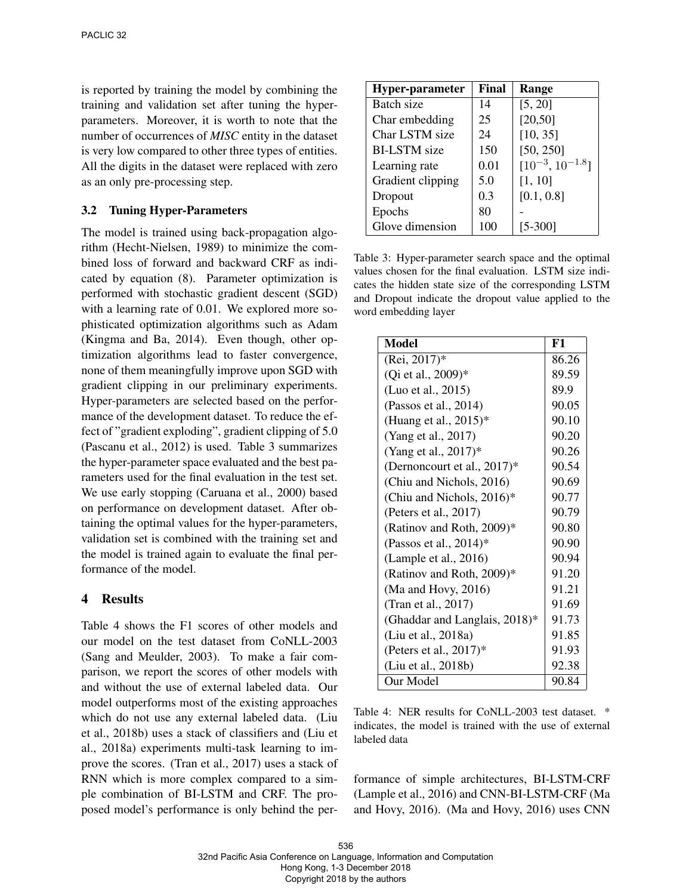is reported by training the model by combining the training and validation set after tuning the hyper-parameters. Moreover, it is worth to note that the number of occurrences of *MISC* entity in the dataset is very low compared to other three types of entities. All the digits in the dataset were replaced with zero as an only pre-processing step.

### 3.2 Tuning Hyper-Parameters

The model is trained using back-propagation algorithm (Hecht-Nielsen, 1989) to minimize the combined loss of forward and backward CRF as indicated by equation (8). Parameter optimization is performed with stochastic gradient descent (SGD) with a learning rate of 0.01. We explored more sophisticated optimization algorithms such as Adam (Kingma and Ba, 2014). Even though, other optimization algorithms lead to faster convergence, none of them meaningfully improve upon SGD with gradient clipping in our preliminary experiments. Hyper-parameters are selected based on the performance of the development dataset. To reduce the effect of "gradient exploding", gradient clipping of 5.0 (Pascanu et al., 2012) is used. Table 3 summarizes the hyper-parameter space evaluated and the best parameters used for the final evaluation in the test set. We use early stopping (Caruana et al., 2000) based on performance on development dataset. After obtaining the optimal values for the hyper-parameters, validation set is combined with the training set and the model is trained again to evaluate the final performance of the model.

| Hyper-parameter | Final | Range |
|---|---|---|
| Batch size | 14 | [5, 20] |
| Char embedding | 25 | [20,50] |
| Char LSTM size | 24 | [10, 35] |
| BI-LSTM size | 150 | [50, 250] |
| Learning rate | 0.01 | $[10^{-3}, 10^{-1.8}]$ |
| Gradient clipping | 5.0 | [1, 10] |
| Dropout | 0.3 | [0.1, 0.8] |
| Epochs | 80 | - |
| Glove dimension | 100 | [5-300] |

Table 3: Hyper-parameter search space and the optimal values chosen for the final evaluation. LSTM size indicates the hidden state size of the corresponding LSTM and Dropout indicate the dropout value applied to the word embedding layer

## 4 Results

Table 4 shows the F1 scores of other models and our model on the test dataset from CoNLL-2003 (Sang and Meulder, 2003). To make a fair comparison, we report the scores of other models with and without the use of external labeled data. Our model outperforms most of the existing approaches which do not use any external labeled data. (Liu et al., 2018b) uses a stack of classifiers and (Liu et al., 2018a) experiments multi-task learning to improve the scores. (Tran et al., 2017) uses a stack of RNN which is more complex compared to a simple combination of BI-LSTM and CRF. The proposed model's performance is only behind the performance of simple architectures, BI-LSTM-CRF (Lample et al., 2016) and CNN-BI-LSTM-CRF (Ma and Hovy, 2016). (Ma and Hovy, 2016) uses CNN

| Model | F1 |
|---|---|
| (Rei, 2017)* | 86.26 |
| (Qi et al., 2009)* | 89.59 |
| (Luo et al., 2015) | 89.9 |
| (Passos et al., 2014) | 90.05 |
| (Huang et al., 2015)* | 90.10 |
| (Yang et al., 2017) | 90.20 |
| (Yang et al., 2017)* | 90.26 |
| (Dernoncourt et al., 2017)* | 90.54 |
| (Chiu and Nichols, 2016) | 90.69 |
| (Chiu and Nichols, 2016)* | 90.77 |
| (Peters et al., 2017) | 90.79 |
| (Ratinov and Roth, 2009)* | 90.80 |
| (Passos et al., 2014)* | 90.90 |
| (Lample et al., 2016) | 90.94 |
| (Ratinov and Roth, 2009)* | 91.20 |
| (Ma and Hovy, 2016) | 91.21 |
| (Tran et al., 2017) | 91.69 |
| (Ghaddar and Langlais, 2018)* | 91.73 |
| (Liu et al., 2018a) | 91.85 |
| (Peters et al., 2017)* | 91.93 |
| (Liu et al., 2018b) | 92.38 |
| Our Model | 90.84 |

Table 4: NER results for CoNLL-2003 test dataset. * indicates, the model is trained with the use of external labeled data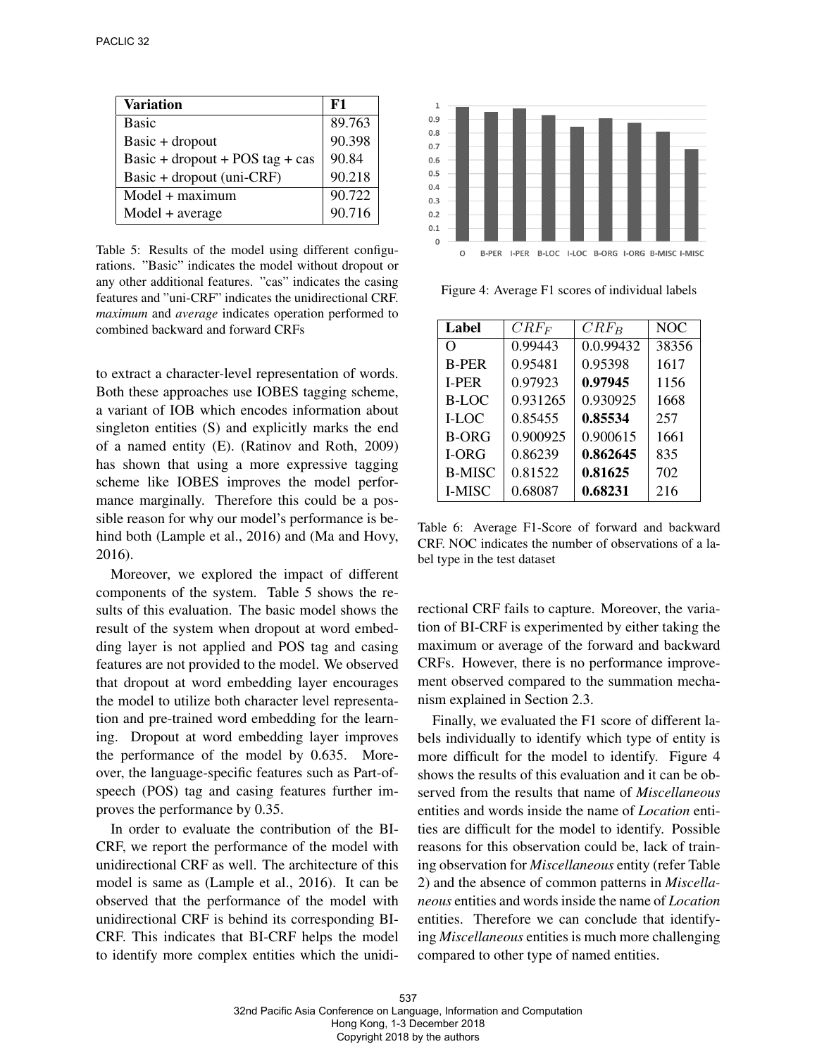| Variation | F1 |
|---|---|
| Basic | 89.763 |
| Basic + dropout | 90.398 |
| Basic + dropout + POS tag + cas | 90.84 |
| Basic + dropout (uni-CRF) | 90.218 |
| Model + maximum | 90.722 |
| Model + average | 90.716 |

Table 5: Results of the model using different configurations. "Basic" indicates the model without dropout or any other additional features. "cas" indicates the casing features and "uni-CRF" indicates the unidirectional CRF. *maximum* and *average* indicates operation performed to combined backward and forward CRFs

to extract a character-level representation of words. Both these approaches use IOBES tagging scheme, a variant of IOB which encodes information about singleton entities (S) and explicitly marks the end of a named entity (E). (Ratinov and Roth, 2009) has shown that using a more expressive tagging scheme like IOBES improves the model performance marginally. Therefore this could be a possible reason for why our model's performance is behind both (Lample et al., 2016) and (Ma and Hovy, 2016).

Moreover, we explored the impact of different components of the system. Table 5 shows the results of this evaluation. The basic model shows the result of the system when dropout at word embedding layer is not applied and POS tag and casing features are not provided to the model. We observed that dropout at word embedding layer encourages the model to utilize both character level representation and pre-trained word embedding for the learning. Dropout at word embedding layer improves the performance of the model by 0.635. Moreover, the language-specific features such as Part-of-speech (POS) tag and casing features further improves the performance by 0.35.

In order to evaluate the contribution of the BI-CRF, we report the performance of the model with unidirectional CRF as well. The architecture of this model is same as (Lample et al., 2016). It can be observed that the performance of the model with unidirectional CRF is behind its corresponding BI-CRF. This indicates that BI-CRF helps the model to identify more complex entities which the unidirectional CRF fails to capture. Moreover, the variation of BI-CRF is experimented by either taking the maximum or average of the forward and backward CRFs. However, there is no performance improvement observed compared to the summation mechanism explained in Section 2.3.

Finally, we evaluated the F1 score of different labels individually to identify which type of entity is more difficult for the model to identify. Figure 4 shows the results of this evaluation and it can be observed from the results that name of *Miscellaneous* entities and words inside the name of *Location* entities are difficult for the model to identify. Possible reasons for this observation could be, lack of training observation for *Miscellaneous* entity (refer Table 2) and the absence of common patterns in *Miscellaneous* entities and words inside the name of *Location* entities. Therefore we can conclude that identifying *Miscellaneous* entities is much more challenging compared to other type of named entities.

Figure 4: Average F1 scores of individual labels

| Label | $CRF_F$ | $CRF_B$ | NOC |
|---|---|---|---|
| O | 0.99443 | 0.0.99432 | 38356 |
| B-PER | 0.95481 | 0.95398 | 1617 |
| I-PER | 0.97923 | **0.97945** | 1156 |
| B-LOC | 0.931265 | 0.930925 | 1668 |
| I-LOC | 0.85455 | **0.85534** | 257 |
| B-ORG | 0.900925 | 0.900615 | 1661 |
| I-ORG | 0.86239 | **0.862645** | 835 |
| B-MISC | 0.81522 | **0.81625** | 702 |
| I-MISC | 0.68087 | **0.68231** | 216 |

Table 6: Average F1-Score of forward and backward CRF. NOC indicates the number of observations of a label type in the test dataset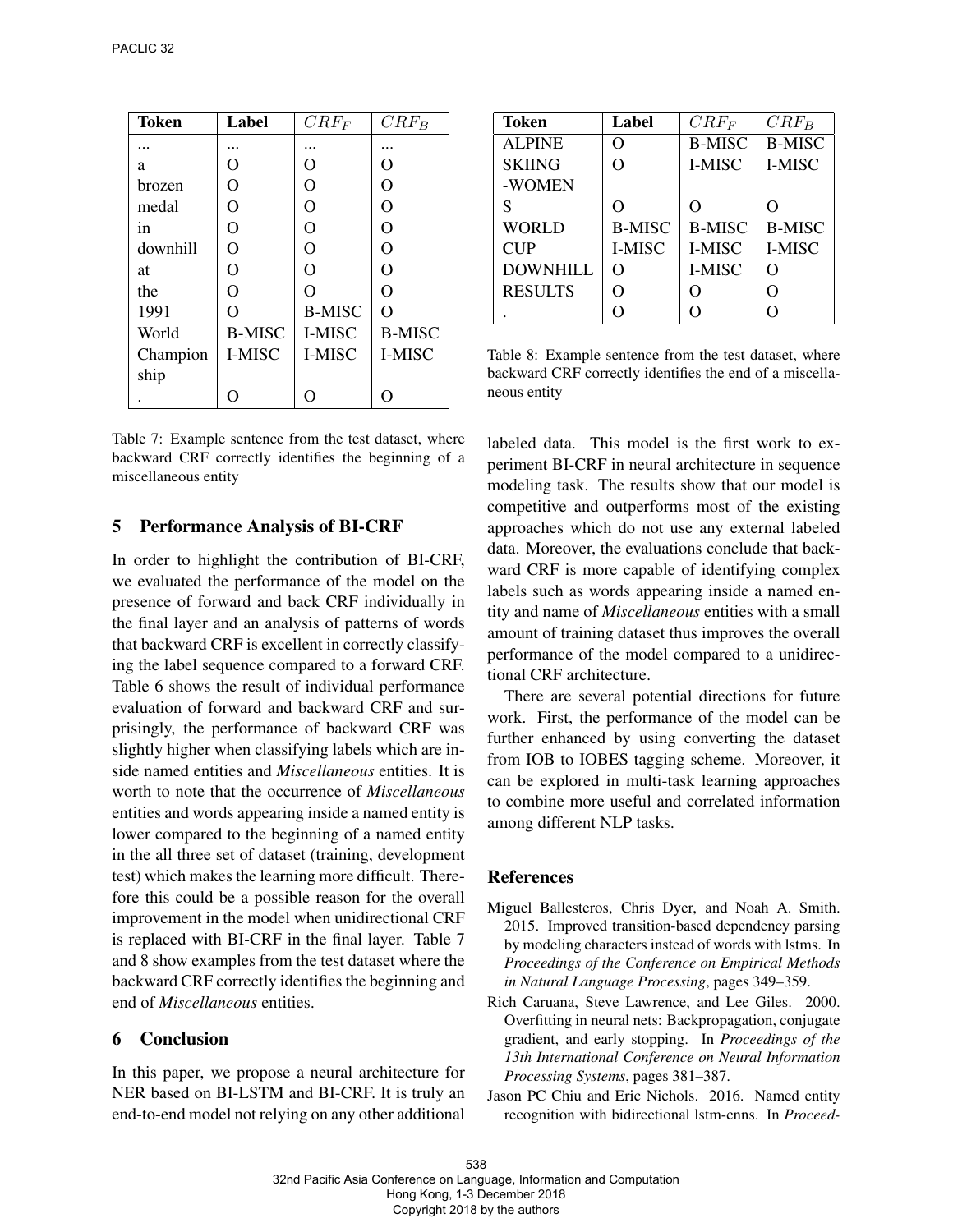| Token | Label | $CRF_F$ | $CRF_B$ |
|---|---|---|---|
| ... | ... | ... | ... |
| a | O | O | O |
| brozen | O | O | O |
| medal | O | O | O |
| in | O | O | O |
| downhill | O | O | O |
| at | O | O | O |
| the | O | O | O |
| 1991 | O | B-MISC | O |
| World | B-MISC | I-MISC | B-MISC |
| Champion ship | I-MISC | I-MISC | I-MISC |
| . | O | O | O |

Table 7: Example sentence from the test dataset, where backward CRF correctly identifies the beginning of a miscellaneous entity

| Token | Label | $CRF_F$ | $CRF_B$ |
|---|---|---|---|
| ALPINE | O | B-MISC | B-MISC |
| SKIING -WOMEN | O | I-MISC | I-MISC |
| S | O | O | O |
| WORLD | B-MISC | B-MISC | B-MISC |
| CUP | I-MISC | I-MISC | I-MISC |
| DOWNHILL | O | I-MISC | O |
| RESULTS | O | O | O |
| . | O | O | O |

Table 8: Example sentence from the test dataset, where backward CRF correctly identifies the end of a miscellaneous entity

## 5 Performance Analysis of BI-CRF

In order to highlight the contribution of BI-CRF, we evaluated the performance of the model on the presence of forward and back CRF individually in the final layer and an analysis of patterns of words that backward CRF is excellent in correctly classifying the label sequence compared to a forward CRF. Table 6 shows the result of individual performance evaluation of forward and backward CRF and surprisingly, the performance of backward CRF was slightly higher when classifying labels which are inside named entities and *Miscellaneous* entities. It is worth to note that the occurrence of *Miscellaneous* entities and words appearing inside a named entity is lower compared to the beginning of a named entity in the all three set of dataset (training, development test) which makes the learning more difficult. Therefore this could be a possible reason for the overall improvement in the model when unidirectional CRF is replaced with BI-CRF in the final layer. Table 7 and 8 show examples from the test dataset where the backward CRF correctly identifies the beginning and end of *Miscellaneous* entities.

## 6 Conclusion

In this paper, we propose a neural architecture for NER based on BI-LSTM and BI-CRF. It is truly an end-to-end model not relying on any other additional labeled data. This model is the first work to experiment BI-CRF in neural architecture in sequence modeling task. The results show that our model is competitive and outperforms most of the existing approaches which do not use any external labeled data. Moreover, the evaluations conclude that backward CRF is more capable of identifying complex labels such as words appearing inside a named entity and name of *Miscellaneous* entities with a small amount of training dataset thus improves the overall performance of the model compared to a unidirectional CRF architecture.

There are several potential directions for future work. First, the performance of the model can be further enhanced by using converting the dataset from IOB to IOBES tagging scheme. Moreover, it can be explored in multi-task learning approaches to combine more useful and correlated information among different NLP tasks.

## References

Miguel Ballesteros, Chris Dyer, and Noah A. Smith. 2015. Improved transition-based dependency parsing by modeling characters instead of words with lstms. In *Proceedings of the Conference on Empirical Methods in Natural Language Processing*, pages 349–359.

Rich Caruana, Steve Lawrence, and Lee Giles. 2000. Overfitting in neural nets: Backpropagation, conjugate gradient, and early stopping. In *Proceedings of the 13th International Conference on Neural Information Processing Systems*, pages 381–387.

Jason PC Chiu and Eric Nichols. 2016. Named entity recognition with bidirectional lstm-cnns. In *Proceed-*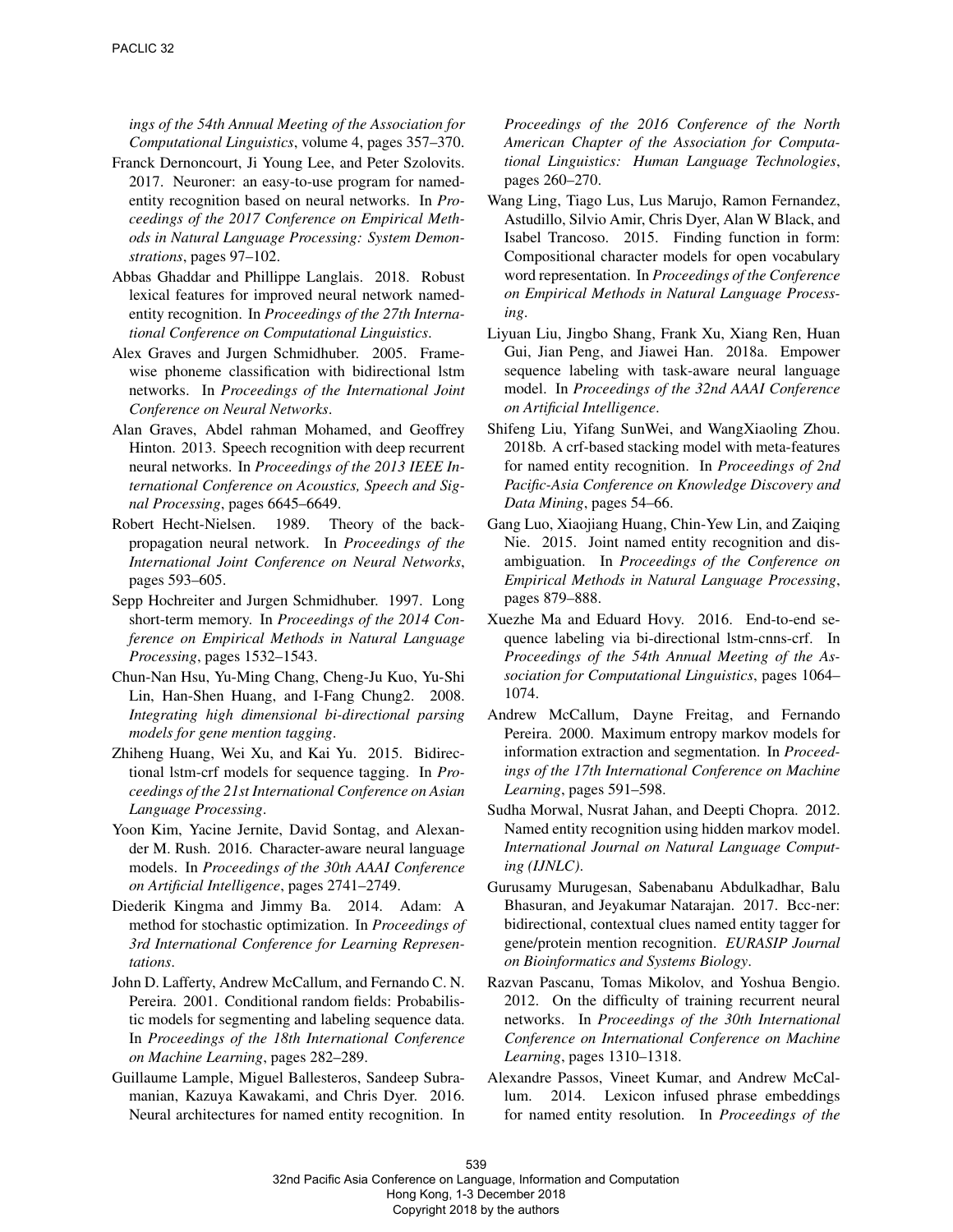*ings of the 54th Annual Meeting of the Association for Computational Linguistics*, volume 4, pages 357–370.

Franck Dernoncourt, Ji Young Lee, and Peter Szolovits. 2017. Neuroner: an easy-to-use program for named-entity recognition based on neural networks. In *Proceedings of the 2017 Conference on Empirical Methods in Natural Language Processing: System Demonstrations*, pages 97–102.

Abbas Ghaddar and Phillippe Langlais. 2018. Robust lexical features for improved neural network named-entity recognition. In *Proceedings of the 27th International Conference on Computational Linguistics*.

Alex Graves and Jurgen Schmidhuber. 2005. Framewise phoneme classification with bidirectional lstm networks. In *Proceedings of the International Joint Conference on Neural Networks*.

Alan Graves, Abdel rahman Mohamed, and Geoffrey Hinton. 2013. Speech recognition with deep recurrent neural networks. In *Proceedings of the 2013 IEEE International Conference on Acoustics, Speech and Signal Processing*, pages 6645–6649.

Robert Hecht-Nielsen. 1989. Theory of the backpropagation neural network. In *Proceedings of the International Joint Conference on Neural Networks*, pages 593–605.

Sepp Hochreiter and Jurgen Schmidhuber. 1997. Long short-term memory. In *Proceedings of the 2014 Conference on Empirical Methods in Natural Language Processing*, pages 1532–1543.

Chun-Nan Hsu, Yu-Ming Chang, Cheng-Ju Kuo, Yu-Shi Lin, Han-Shen Huang, and I-Fang Chung2. 2008. *Integrating high dimensional bi-directional parsing models for gene mention tagging*.

Zhiheng Huang, Wei Xu, and Kai Yu. 2015. Bidirectional lstm-crf models for sequence tagging. In *Proceedings of the 21st International Conference on Asian Language Processing*.

Yoon Kim, Yacine Jernite, David Sontag, and Alexander M. Rush. 2016. Character-aware neural language models. In *Proceedings of the 30th AAAI Conference on Artificial Intelligence*, pages 2741–2749.

Diederik Kingma and Jimmy Ba. 2014. Adam: A method for stochastic optimization. In *Proceedings of 3rd International Conference for Learning Representations*.

John D. Lafferty, Andrew McCallum, and Fernando C. N. Pereira. 2001. Conditional random fields: Probabilistic models for segmenting and labeling sequence data. In *Proceedings of the 18th International Conference on Machine Learning*, pages 282–289.

Guillaume Lample, Miguel Ballesteros, Sandeep Subramanian, Kazuya Kawakami, and Chris Dyer. 2016. Neural architectures for named entity recognition. In *Proceedings of the 2016 Conference of the North American Chapter of the Association for Computational Linguistics: Human Language Technologies*, pages 260–270.

Wang Ling, Tiago Lus, Lus Marujo, Ramon Fernandez, Astudillo, Silvio Amir, Chris Dyer, Alan W Black, and Isabel Trancoso. 2015. Finding function in form: Compositional character models for open vocabulary word representation. In *Proceedings of the Conference on Empirical Methods in Natural Language Processing*.

Liyuan Liu, Jingbo Shang, Frank Xu, Xiang Ren, Huan Gui, Jian Peng, and Jiawei Han. 2018a. Empower sequence labeling with task-aware neural language model. In *Proceedings of the 32nd AAAI Conference on Artificial Intelligence*.

Shifeng Liu, Yifang SunWei, and WangXiaoling Zhou. 2018b. A crf-based stacking model with meta-features for named entity recognition. In *Proceedings of 2nd Pacific-Asia Conference on Knowledge Discovery and Data Mining*, pages 54–66.

Gang Luo, Xiaojiang Huang, Chin-Yew Lin, and Zaiqing Nie. 2015. Joint named entity recognition and disambiguation. In *Proceedings of the Conference on Empirical Methods in Natural Language Processing*, pages 879–888.

Xuezhe Ma and Eduard Hovy. 2016. End-to-end sequence labeling via bi-directional lstm-cnns-crf. In *Proceedings of the 54th Annual Meeting of the Association for Computational Linguistics*, pages 1064–1074.

Andrew McCallum, Dayne Freitag, and Fernando Pereira. 2000. Maximum entropy markov models for information extraction and segmentation. In *Proceedings of the 17th International Conference on Machine Learning*, pages 591–598.

Sudha Morwal, Nusrat Jahan, and Deepti Chopra. 2012. Named entity recognition using hidden markov model. *International Journal on Natural Language Computing (IJNLC)*.

Gurusamy Murugesan, Sabenabanu Abdulkadhar, Balu Bhasuran, and Jeyakumar Natarajan. 2017. Bcc-ner: bidirectional, contextual clues named entity tagger for gene/protein mention recognition. *EURASIP Journal on Bioinformatics and Systems Biology*.

Razvan Pascanu, Tomas Mikolov, and Yoshua Bengio. 2012. On the difficulty of training recurrent neural networks. In *Proceedings of the 30th International Conference on International Conference on Machine Learning*, pages 1310–1318.

Alexandre Passos, Vineet Kumar, and Andrew McCallum. 2014. Lexicon infused phrase embeddings for named entity resolution. In *Proceedings of the*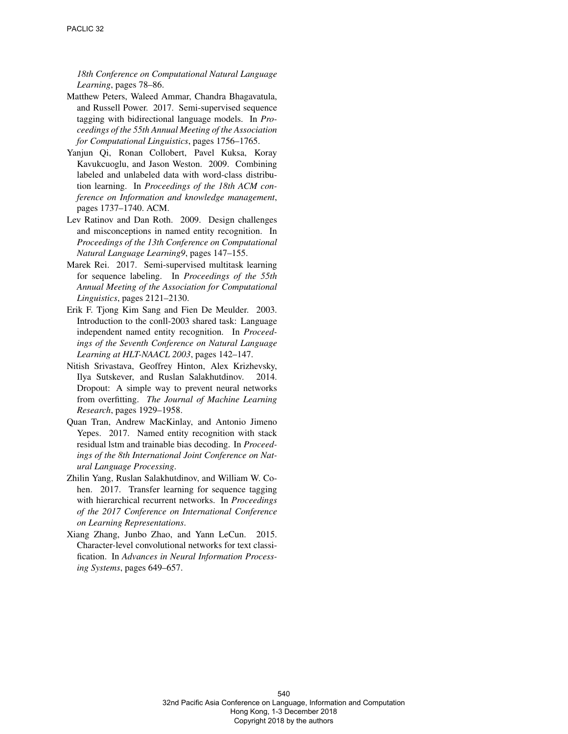*18th Conference on Computational Natural Language Learning*, pages 78–86.

Matthew Peters, Waleed Ammar, Chandra Bhagavatula, and Russell Power. 2017. Semi-supervised sequence tagging with bidirectional language models. In *Proceedings of the 55th Annual Meeting of the Association for Computational Linguistics*, pages 1756–1765.

Yanjun Qi, Ronan Collobert, Pavel Kuksa, Koray Kavukcuoglu, and Jason Weston. 2009. Combining labeled and unlabeled data with word-class distribution learning. In *Proceedings of the 18th ACM conference on Information and knowledge management*, pages 1737–1740. ACM.

Lev Ratinov and Dan Roth. 2009. Design challenges and misconceptions in named entity recognition. In *Proceedings of the 13th Conference on Computational Natural Language Learning9*, pages 147–155.

Marek Rei. 2017. Semi-supervised multitask learning for sequence labeling. In *Proceedings of the 55th Annual Meeting of the Association for Computational Linguistics*, pages 2121–2130.

Erik F. Tjong Kim Sang and Fien De Meulder. 2003. Introduction to the conll-2003 shared task: Language independent named entity recognition. In *Proceedings of the Seventh Conference on Natural Language Learning at HLT-NAACL 2003*, pages 142–147.

Nitish Srivastava, Geoffrey Hinton, Alex Krizhevsky, Ilya Sutskever, and Ruslan Salakhutdinov. 2014. Dropout: A simple way to prevent neural networks from overfitting. *The Journal of Machine Learning Research*, pages 1929–1958.

Quan Tran, Andrew MacKinlay, and Antonio Jimeno Yepes. 2017. Named entity recognition with stack residual lstm and trainable bias decoding. In *Proceedings of the 8th International Joint Conference on Natural Language Processing*.

Zhilin Yang, Ruslan Salakhutdinov, and William W. Cohen. 2017. Transfer learning for sequence tagging with hierarchical recurrent networks. In *Proceedings of the 2017 Conference on International Conference on Learning Representations*.

Xiang Zhang, Junbo Zhao, and Yann LeCun. 2015. Character-level convolutional networks for text classification. In *Advances in Neural Information Processing Systems*, pages 649–657.